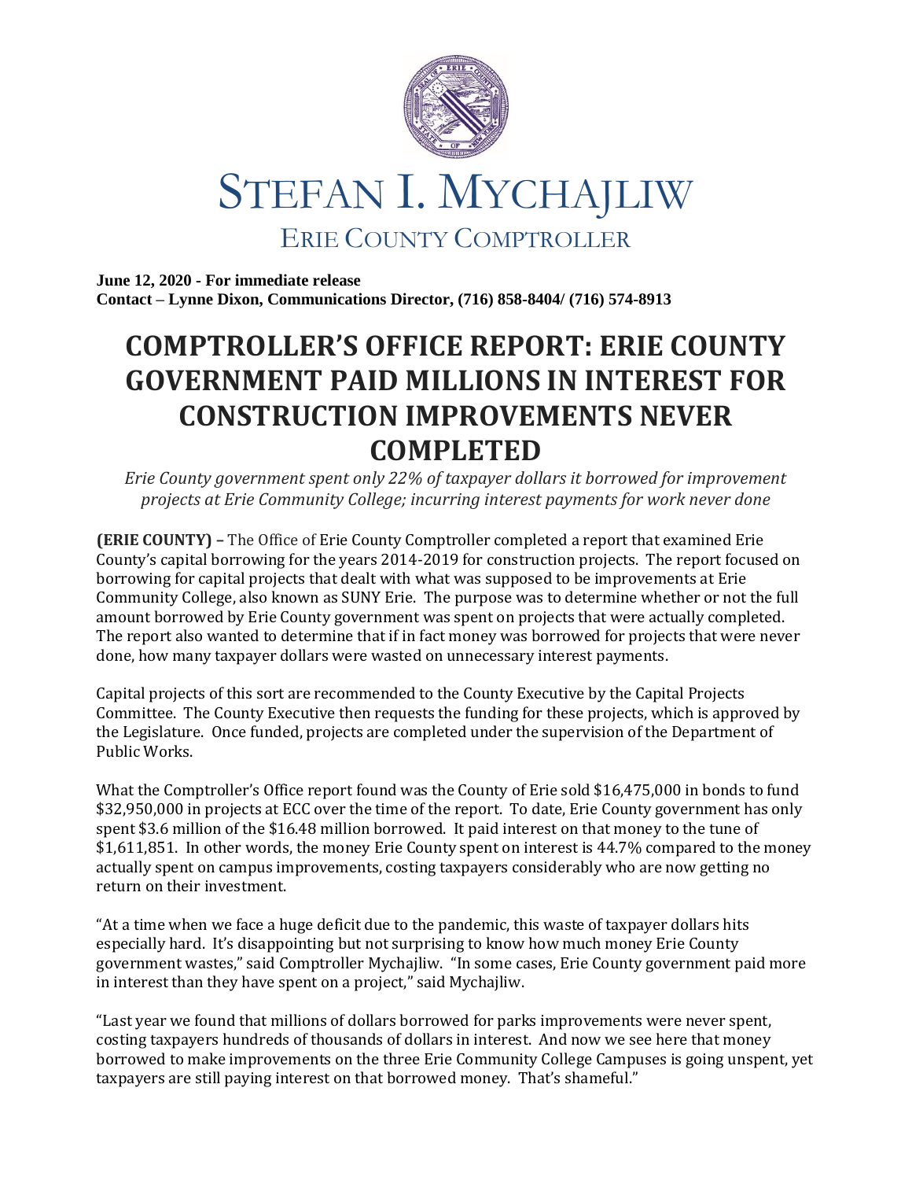# STEFAN I. MYCHAJLIW

## ERIE COUNTY COMPTROLLER

**June 12, 2020 - For immediate release**
**Contact – Lynne Dixon, Communications Director, (716) 858-8404/ (716) 574-8913**

# COMPTROLLER'S OFFICE REPORT: ERIE COUNTY GOVERNMENT PAID MILLIONS IN INTEREST FOR CONSTRUCTION IMPROVEMENTS NEVER COMPLETED

*Erie County government spent only 22% of taxpayer dollars it borrowed for improvement projects at Erie Community College; incurring interest payments for work never done*

**(ERIE COUNTY) –** The Office of Erie County Comptroller completed a report that examined Erie County's capital borrowing for the years 2014-2019 for construction projects. The report focused on borrowing for capital projects that dealt with what was supposed to be improvements at Erie Community College, also known as SUNY Erie. The purpose was to determine whether or not the full amount borrowed by Erie County government was spent on projects that were actually completed. The report also wanted to determine that if in fact money was borrowed for projects that were never done, how many taxpayer dollars were wasted on unnecessary interest payments.

Capital projects of this sort are recommended to the County Executive by the Capital Projects Committee. The County Executive then requests the funding for these projects, which is approved by the Legislature. Once funded, projects are completed under the supervision of the Department of Public Works.

What the Comptroller's Office report found was the County of Erie sold $16,475,000 in bonds to fund $32,950,000 in projects at ECC over the time of the report. To date, Erie County government has only spent $3.6 million of the $16.48 million borrowed. It paid interest on that money to the tune of $1,611,851. In other words, the money Erie County spent on interest is 44.7% compared to the money actually spent on campus improvements, costing taxpayers considerably who are now getting no return on their investment.

"At a time when we face a huge deficit due to the pandemic, this waste of taxpayer dollars hits especially hard. It's disappointing but not surprising to know how much money Erie County government wastes," said Comptroller Mychajliw. "In some cases, Erie County government paid more in interest than they have spent on a project," said Mychajliw.

"Last year we found that millions of dollars borrowed for parks improvements were never spent, costing taxpayers hundreds of thousands of dollars in interest. And now we see here that money borrowed to make improvements on the three Erie Community College Campuses is going unspent, yet taxpayers are still paying interest on that borrowed money. That's shameful."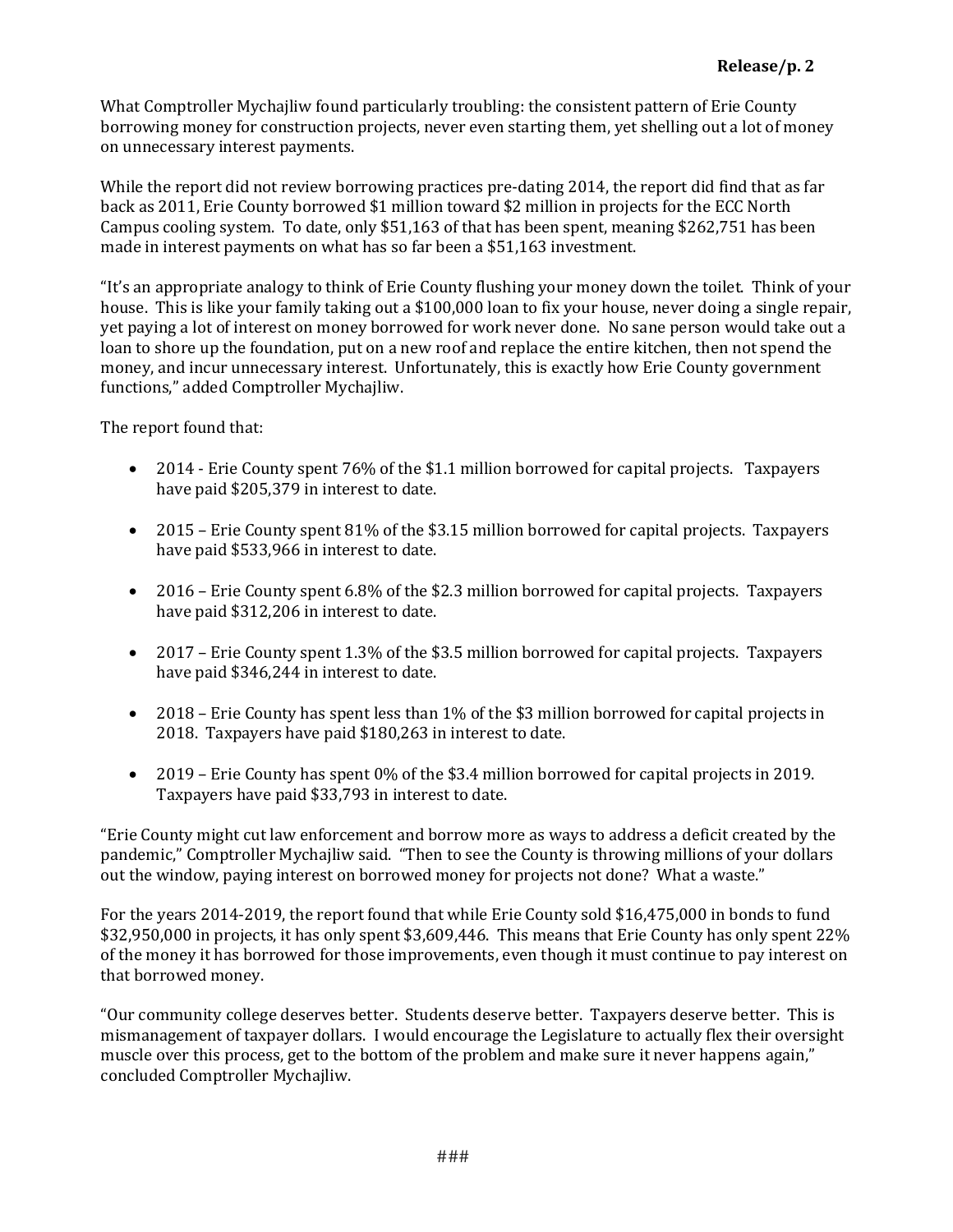What Comptroller Mychajliw found particularly troubling: the consistent pattern of Erie County borrowing money for construction projects, never even starting them, yet shelling out a lot of money on unnecessary interest payments.

While the report did not review borrowing practices pre-dating 2014, the report did find that as far back as 2011, Erie County borrowed $1 million toward $2 million in projects for the ECC North Campus cooling system. To date, only $51,163 of that has been spent, meaning $262,751 has been made in interest payments on what has so far been a $51,163 investment.

"It's an appropriate analogy to think of Erie County flushing your money down the toilet. Think of your house. This is like your family taking out a $100,000 loan to fix your house, never doing a single repair, yet paying a lot of interest on money borrowed for work never done. No sane person would take out a loan to shore up the foundation, put on a new roof and replace the entire kitchen, then not spend the money, and incur unnecessary interest. Unfortunately, this is exactly how Erie County government functions," added Comptroller Mychajliw.

The report found that:

- 2014 - Erie County spent 76% of the $1.1 million borrowed for capital projects. Taxpayers have paid $205,379 in interest to date.
- 2015 – Erie County spent 81% of the $3.15 million borrowed for capital projects. Taxpayers have paid $533,966 in interest to date.
- 2016 – Erie County spent 6.8% of the $2.3 million borrowed for capital projects. Taxpayers have paid $312,206 in interest to date.
- 2017 – Erie County spent 1.3% of the $3.5 million borrowed for capital projects. Taxpayers have paid $346,244 in interest to date.
- 2018 – Erie County has spent less than 1% of the $3 million borrowed for capital projects in 2018. Taxpayers have paid $180,263 in interest to date.
- 2019 – Erie County has spent 0% of the $3.4 million borrowed for capital projects in 2019. Taxpayers have paid $33,793 in interest to date.

"Erie County might cut law enforcement and borrow more as ways to address a deficit created by the pandemic," Comptroller Mychajliw said. "Then to see the County is throwing millions of your dollars out the window, paying interest on borrowed money for projects not done? What a waste."

For the years 2014-2019, the report found that while Erie County sold $16,475,000 in bonds to fund $32,950,000 in projects, it has only spent $3,609,446. This means that Erie County has only spent 22% of the money it has borrowed for those improvements, even though it must continue to pay interest on that borrowed money.

"Our community college deserves better. Students deserve better. Taxpayers deserve better. This is mismanagement of taxpayer dollars. I would encourage the Legislature to actually flex their oversight muscle over this process, get to the bottom of the problem and make sure it never happens again," concluded Comptroller Mychajliw.

###